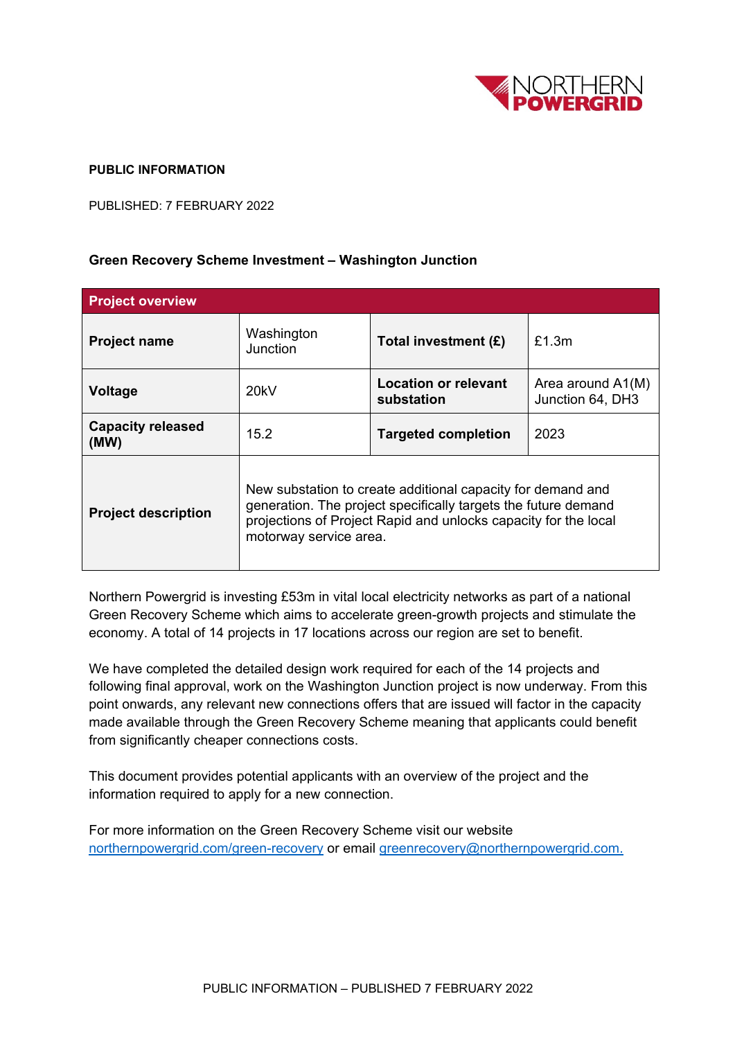**PUBLIC INFORMATION**

PUBLISHED: 7 FEBRUARY 2022

**Green Recovery Scheme Investment – Washington Junction**

| **Project overview** | | | |
|---|---|---|---|
| **Project name** | Washington Junction | **Total investment (£)** | £1.3m |
| **Voltage** | 20kV | **Location or relevant substation** | Area around A1(M) Junction 64, DH3 |
| **Capacity released (MW)** | 15.2 | **Targeted completion** | 2023 |
| **Project description** | New substation to create additional capacity for demand and generation. The project specifically targets the future demand projections of Project Rapid and unlocks capacity for the local motorway service area. | | |

Northern Powergrid is investing £53m in vital local electricity networks as part of a national Green Recovery Scheme which aims to accelerate green-growth projects and stimulate the economy. A total of 14 projects in 17 locations across our region are set to benefit.

We have completed the detailed design work required for each of the 14 projects and following final approval, work on the Washington Junction project is now underway. From this point onwards, any relevant new connections offers that are issued will factor in the capacity made available through the Green Recovery Scheme meaning that applicants could benefit from significantly cheaper connections costs.

This document provides potential applicants with an overview of the project and the information required to apply for a new connection.

For more information on the Green Recovery Scheme visit our website [northernpowergrid.com/green-recovery](northernpowergrid.com/green-recovery) or email [greenrecovery@northernpowergrid.com.](mailto:greenrecovery@northernpowergrid.com)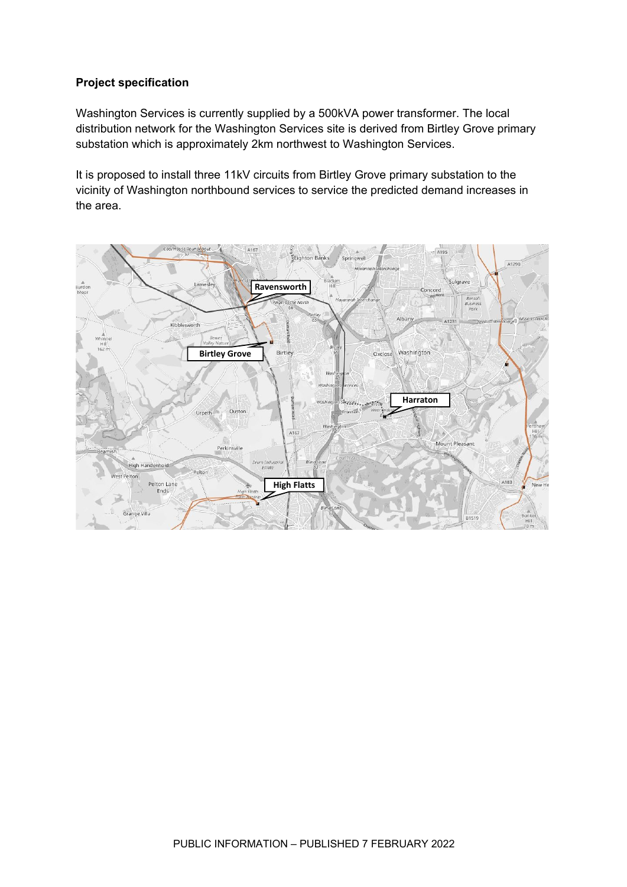**Project specification**

Washington Services is currently supplied by a 500kVA power transformer. The local distribution network for the Washington Services site is derived from Birtley Grove primary substation which is approximately 2km northwest to Washington Services.

It is proposed to install three 11kV circuits from Birtley Grove primary substation to the vicinity of Washington northbound services to service the predicted demand increases in the area.

Ravensworth

Birtley Grove

Harraton

High Flatts